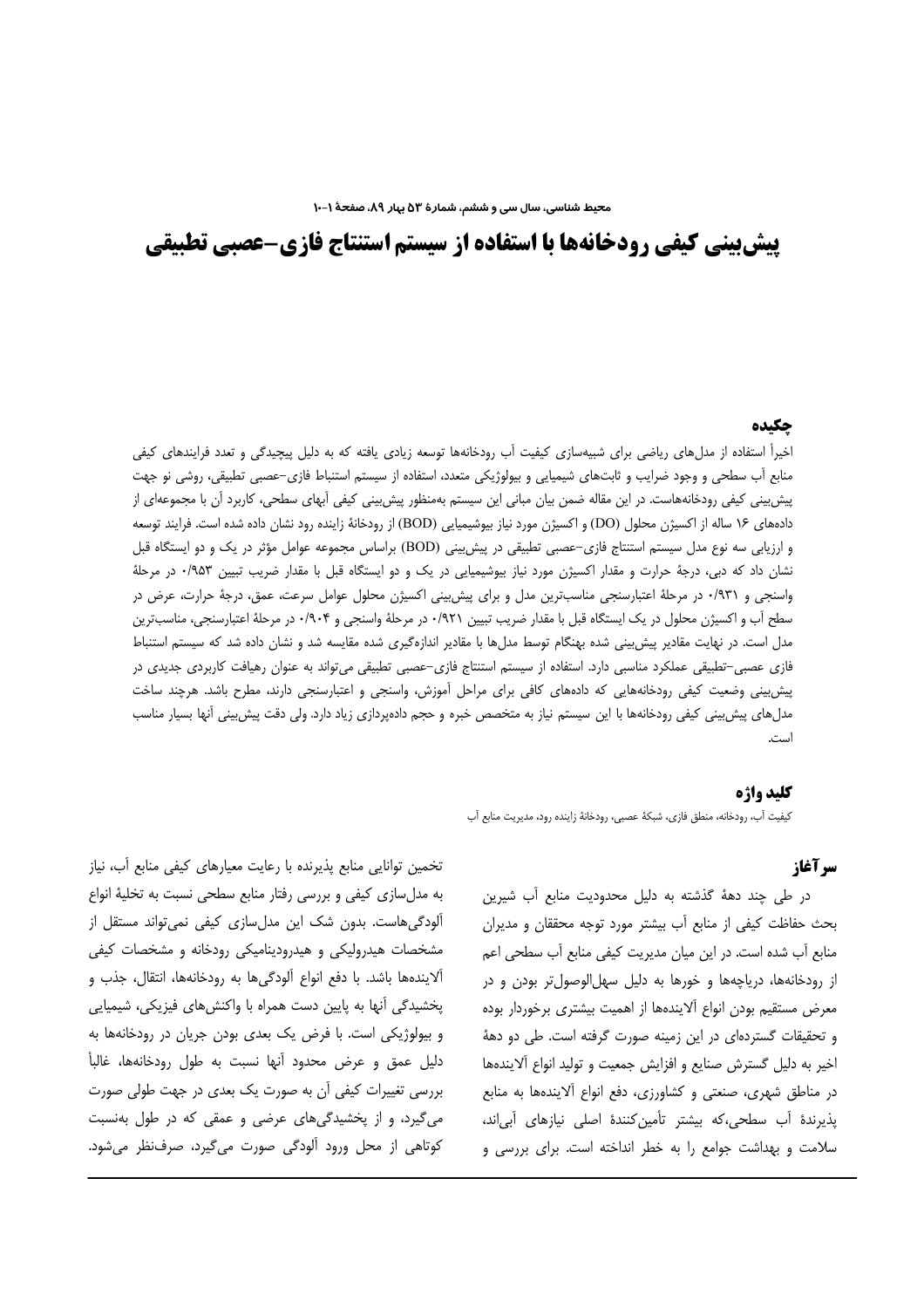# پیش‌بینی کیفی رودخانه‌ها با استفاده از سیستم استنتاج فازی-عصبی تطبیقی

## چکیده

اخیراً استفاده از مدل‌های ریاضی برای شبیه‌سازی کیفیت آب رودخانه‌ها توسعه زیادی یافته که به دلیل پیچیدگی و تعدد فرایندهای کیفی منابع آب سطحی و وجود ضرایب و ثابت‌های شیمیایی و بیولوژیکی متعدد، استفاده از سیستم استنباط فازی-عصبی تطبیقی، روشی نو جهت پیش‌بینی کیفی رودخانه‌هاست. در این مقاله ضمن بیان مبانی این سیستم به‌منظور پیش‌بینی کیفی آبهای سطحی، کاربرد آن با مجموعه‌ای از داده‌های ۱۶ ساله از اکسیژن محلول (DO) و اکسیژن مورد نیاز بیوشیمیایی (BOD) از رودخانهٔ زاینده رود نشان داده شده است. فرایند توسعه و ارزیابی سه نوع مدل سیستم استنتاج فازی-عصبی تطبیقی در پیش‌بینی (BOD) براساس مجموعه عوامل مؤثر در یک و دو ایستگاه قبل نشان داد که دبی، درجهٔ حرارت و مقدار اکسیژن مورد نیاز بیوشیمیایی در یک و دو ایستگاه قبل با مقدار ضریب تبیین ۰/۹۵۳ در مرحلهٔ واسنجی و ۰/۹۳۱ در مرحلهٔ اعتبارسنجی مناسب‌ترین مدل و برای پیش‌بینی اکسیژن محلول عوامل سرعت، عمق، درجهٔ حرارت، عرض در سطح آب و اکسیژن محلول در یک ایستگاه قبل با مقدار ضریب تبیین ۰/۹۲۱ در مرحلهٔ واسنجی و ۰/۹۰۴ در مرحلهٔ اعتبارسنجی، مناسب‌ترین مدل است. در نهایت مقادیر پیش‌بینی شده بهنگام توسط مدل‌ها با مقادیر اندازه‌گیری شده مقایسه شد و نشان داده شد که سیستم استنباط فازی عصبی-تطبیقی عملکرد مناسبی دارد. استفاده از سیستم استنتاج فازی-عصبی تطبیقی می‌تواند به عنوان رهیافت کاربردی جدیدی در پیش‌بینی وضعیت کیفی رودخانه‌هایی که داده‌های کافی برای مراحل آموزش، واسنجی و اعتبارسنجی دارند، مطرح باشد. هرچند ساخت مدل‌های پیش‌بینی کیفی رودخانه‌ها با این سیستم نیاز به متخصص خبره و حجم داده‌پردازی زیاد دارد. ولی دقت پیش‌بینی آنها بسیار مناسب است.

## کلید واژه

کیفیت آب، رودخانه، منطق فازی، شبکهٔ عصبی، رودخانهٔ زاینده رود، مدیریت منابع آب

## سر آغاز

در طی چند دههٔ گذشته به دلیل محدودیت منابع آب شیرین بحث حفاظت کیفی از منابع آب بیشتر مورد توجه محققان و مدیران منابع آب شده است. در این میان مدیریت کیفی منابع آب سطحی اعم از رودخانه‌ها، دریاچه‌ها و خورها به دلیل سهل‌الوصول‌تر بودن و در معرض مستقیم بودن انواع آلاینده‌ها از اهمیت بیشتری برخوردار بوده و تحقیقات گسترده‌ای در این زمینه صورت گرفته است. طی دو دههٔ اخیر به دلیل گسترش صنایع و افزایش جمعیت و تولید انواع آلاینده‌ها در مناطق شهری، صنعتی و کشاورزی، دفع انواع آلاینده‌ها به منابع پذیرندهٔ آب سطحی،که بیشتر تأمین‌کنندهٔ اصلی نیازهای آبی‌اند، سلامت و بهداشت جوامع را به خطر انداخته است. برای بررسی و تخمین توانایی منابع پذیرنده با رعایت معیارهای کیفی منابع آب، نیاز به مدل‌سازی کیفی و بررسی رفتار منابع سطحی نسبت به تخلیهٔ انواع آلودگی‌هاست. بدون شک این مدل‌سازی کیفی نمی‌تواند مستقل از مشخصات هیدرولیکی و هیدرودینامیکی رودخانه و مشخصات کیفی آلاینده‌ها باشد. با دفع انواع آلودگی‌ها به رودخانه‌ها، انتقال، جذب و پخشیدگی آنها به پایین دست همراه با واکنش‌های فیزیکی، شیمیایی و بیولوژیکی است. با فرض یک بعدی بودن جریان در رودخانه‌ها به دلیل عمق و عرض محدود آنها نسبت به طول رودخانه‌ها، غالباً بررسی تغییرات کیفی آن به صورت یک بعدی در جهت طولی صورت می‌گیرد، و از پخشیدگی‌های عرضی و عمقی که در طول به‌نسبت کوتاهی از محل ورود آلودگی صورت می‌گیرد، صرف‌نظر می‌شود.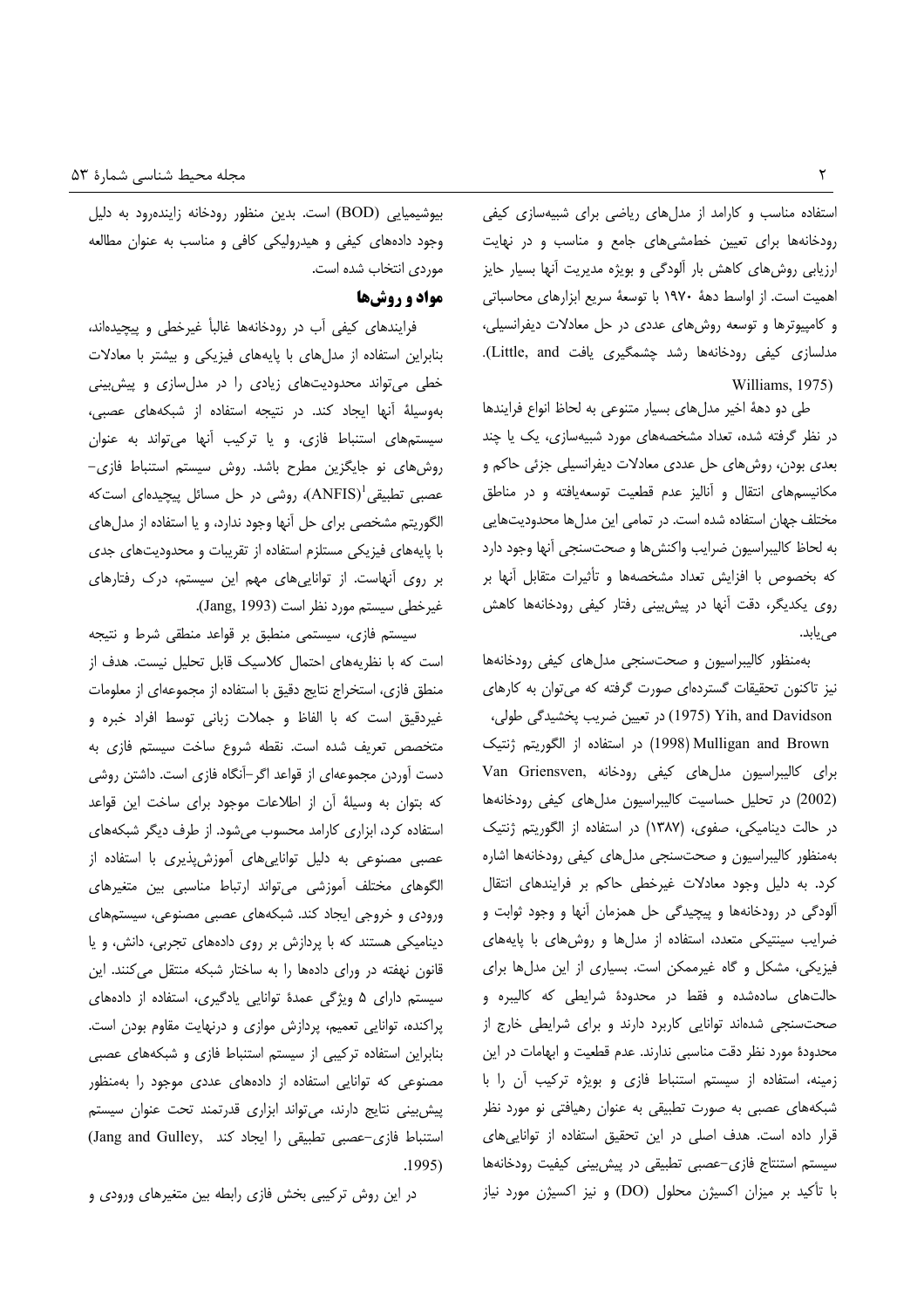استفاده مناسب و کارامد از مدل‌های ریاضی برای شبیه‌سازی کیفی رودخانه‌ها برای تعیین خط‌مشی‌های جامع و مناسب و در نهایت ارزیابی روش‌های کاهش بار آلودگی و بویژه مدیریت آنها بسیار حایز اهمیت است. از اواسط دههٔ ۱۹۷۰ با توسعهٔ سریع ابزارهای محاسباتی و کامپیوترها و توسعه روش‌های عددی در حل معادلات دیفرانسیلی، مدلسازی کیفی رودخانه‌ها رشد چشمگیری یافت (Little, and Williams, 1975).

طی دو دههٔ اخیر مدل‌های بسیار متنوعی به لحاظ انواع فرایندها در نظر گرفته شده، تعداد مشخصه‌های مورد شبیه‌سازی، یک یا چند بعدی بودن، روش‌های حل عددی معادلات دیفرانسیلی جزئی حاکم و مکانیسم‌های انتقال و آنالیز عدم قطعیت توسعه‌یافته و در مناطق مختلف جهان استفاده شده است. در تمامی این مدل‌ها محدودیت‌هایی به لحاظ کالیبراسیون ضرایب واکنش‌ها و صحت‌سنجی آنها وجود دارد که بخصوص با افزایش تعداد مشخصه‌ها و تأثیرات متقابل آنها بر روی یکدیگر، دقت آنها در پیش‌بینی رفتار کیفی رودخانه‌ها کاهش می‌یابد.

به‌منظور کالیبراسیون و صحت‌سنجی مدل‌های کیفی رودخانه‌ها نیز تاکنون تحقیقات گسترده‌ای صورت گرفته که می‌توان به کارهای Yih, and Davidson (1975) در تعیین ضریب پخشیدگی طولی، Mulligan and Brown (1998) در استفاده از الگوریتم ژنتیک برای کالیبراسیون مدل‌های کیفی رودخانه Van Griensven, (2002) در تحلیل حساسیت کالیبراسیون مدل‌های کیفی رودخانه‌ها در حالت دینامیکی، صفوی، (۱۳۸۷) در استفاده از الگوریتم ژنتیک به‌منظور کالیبراسیون و صحت‌سنجی مدل‌های کیفی رودخانه‌ها اشاره کرد. به دلیل وجود معادلات غیرخطی حاکم بر فرایندهای انتقال آلودگی در رودخانه‌ها و پیچیدگی حل همزمان آنها و وجود ثوابت و ضرایب سینتیکی متعدد، استفاده از مدل‌ها و روش‌های با پایه‌های فیزیکی، مشکل و گاه غیرممکن است. بسیاری از این مدل‌ها برای حالت‌های ساده‌شده و فقط در محدودهٔ شرایطی که کالیبره و صحت‌سنجی شده‌اند توانایی کاربرد دارند و برای شرایطی خارج از محدودهٔ مورد نظر دقت مناسبی ندارند. عدم قطعیت و ابهامات در این زمینه، استفاده از سیستم استنباط فازی و بویژه ترکیب آن را با شبکه‌های عصبی به صورت تطبیقی به عنوان رهیافتی نو مورد نظر قرار داده است. هدف اصلی در این تحقیق استفاده از توانایی‌های سیستم استنتاج فازی-عصبی تطبیقی در پیش‌بینی کیفیت رودخانه‌ها با تأکید بر میزان اکسیژن محلول (DO) و نیز اکسیژن مورد نیاز بیوشیمیایی (BOD) است. بدین منظور رودخانه زاینده‌رود به دلیل وجود داده‌های کیفی و هیدرولیکی کافی و مناسب به عنوان مطالعه موردی انتخاب شده است.

## مواد و روش‌ها

فرایندهای کیفی آب در رودخانه‌ها غالباً غیرخطی و پیچیده‌اند، بنابراین استفاده از مدل‌های با پایه‌های فیزیکی و بیشتر با معادلات خطی می‌تواند محدودیت‌های زیادی را در مدل‌سازی و پیش‌بینی به‌وسیلهٔ آنها ایجاد کند. در نتیجه استفاده از شبکه‌های عصبی، سیستم‌های استنباط فازی، و یا ترکیب آنها می‌تواند به عنوان روش‌های نو جایگزین مطرح باشد. روش سیستم استنباط فازی-عصبی تطبیقی[1](ANFIS)، روشی در حل مسائل پیچیده‌ای است‌که الگوریتم مشخصی برای حل آنها وجود ندارد، و یا استفاده از مدل‌های با پایه‌های فیزیکی مستلزم استفاده از تقریبات و محدودیت‌های جدی بر روی آنهاست. از توانایی‌های مهم این سیستم، درک رفتارهای غیرخطی سیستم مورد نظر است (Jang, 1993).

سیستم فازی، سیستمی منطبق بر قواعد منطقی شرط و نتیجه است که با نظریه‌های احتمال کلاسیک قابل تحلیل نیست. هدف از منطق فازی، استخراج نتایج دقیق با استفاده از مجموعه‌ای از معلومات غیردقیق است که با الفاظ و جملات زبانی توسط افراد خبره و متخصص تعریف شده است. نقطه شروع ساخت سیستم فازی به دست آوردن مجموعه‌ای از قواعد اگر-آنگاه فازی است. داشتن روشی که بتوان به وسیلهٔ آن از اطلاعات موجود برای ساخت این قواعد استفاده کرد، ابزاری کارامد محسوب می‌شود. از طرف دیگر شبکه‌های عصبی مصنوعی به دلیل توانایی‌های آموزش‌پذیری با استفاده از الگوهای مختلف آموزشی می‌تواند ارتباط مناسبی بین متغیرهای ورودی و خروجی ایجاد کند. شبکه‌های عصبی مصنوعی، سیستم‌های دینامیکی هستند که با پردازش بر روی داده‌های تجربی، دانش، و یا قانون نهفته در ورای داده‌ها را به ساختار شبکه منتقل می‌کنند. این سیستم دارای ۵ ویژگی عمدهٔ توانایی یادگیری، استفاده از داده‌های پراکنده، توانایی تعمیم، پردازش موازی و درنهایت مقاوم بودن است. بنابراین استفاده ترکیبی از سیستم استنباط فازی و شبکه‌های عصبی مصنوعی که توانایی استفاده از داده‌های عددی موجود را به‌منظور پیش‌بینی نتایج دارند، می‌تواند ابزاری قدرتمند تحت عنوان سیستم استنباط فازی-عصبی تطبیقی را ایجاد کند (Jang and Gulley, 1995).

در این روش ترکیبی بخش فازی رابطه بین متغیرهای ورودی و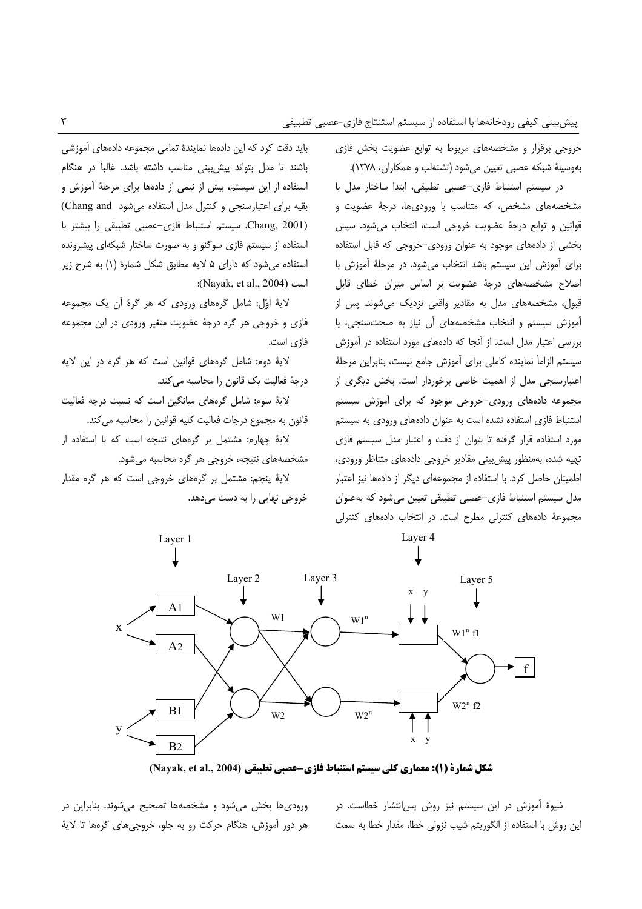خروجی برقرار و مشخصه‌های مربوط به توابع عضویت بخش فازی به‌وسیلهٔ شبکه عصبی تعیین می‌شود (تشنه‌لب و همکاران، ۱۳۷۸).

در سیستم استنباط فازی-عصبی تطبیقی، ابتدا ساختار مدل با مشخصه‌های مشخص، که متناسب با ورودی‌ها، درجهٔ عضویت و قوانین و توابع درجهٔ عضویت خروجی است، انتخاب می‌شود. سپس بخشی از داده‌های موجود به عنوان ورودی-خروجی که قابل استفاده برای آموزش این سیستم باشد انتخاب می‌شود. در مرحلهٔ آموزش با اصلاح مشخصه‌های درجهٔ عضویت بر اساس میزان خطای قابل قبول، مشخصه‌های مدل به مقادیر واقعی نزدیک می‌شوند. پس از آموزش سیستم و انتخاب مشخصه‌های آن نیاز به صحت‌سنجی، یا بررسی اعتبار مدل است. از آنجا که داده‌های مورد استفاده در آموزش سیستم الزاماً نماینده کاملی برای آموزش جامع نیست، بنابراین مرحلهٔ اعتبارسنجی مدل از اهمیت خاصی برخوردار است. بخش دیگری از مجموعه داده‌های ورودی-خروجی موجود که برای آموزش سیستم استنباط فازی استفاده نشده است به عنوان داده‌های ورودی به سیستم مورد استفاده قرار گرفته تا بتوان از دقت و اعتبار مدل سیستم فازی تهیه شده، به‌منظور پیش‌بینی مقادیر خروجی داده‌های متناظر ورودی، اطمینان حاصل کرد. با استفاده از مجموعه‌ای دیگر از داده‌ها نیز اعتبار مدل سیستم استنباط فازی-عصبی تطبیقی تعیین می‌شود که به‌عنوان مجموعهٔ داده‌های کنترلی مطرح است. در انتخاب داده‌های کنترلی باید دقت کرد که این داده‌ها نمایندهٔ تمامی مجموعه داده‌های آموزشی باشند تا مدل بتواند پیش‌بینی مناسب داشته باشد. غالباً در هنگام استفاده از این سیستم، بیش از نیمی از داده‌ها برای مرحلهٔ آموزش و بقیه برای اعتبارسنجی و کنترل مدل استفاده می‌شود (Chang and Chang, 2001). سیستم استنباط فازی-عصبی تطبیقی را بیشتر با استفاده از سیستم فازی سوگنو و به صورت ساختار شبکه‌ای پیشرونده استفاده می‌شود که دارای ۵ لایه مطابق شکل شمارهٔ (۱) به شرح زیر است (Nayak, et al., 2004):

لایهٔ اوّل: شامل گره‌های ورودی که هر گرهٔ آن یک مجموعه فازی و خروجی هر گره درجهٔ عضویت متغیر ورودی در این مجموعه فازی است.

لایهٔ دوم: شامل گره‌های قوانین است که هر گره در این لایه درجهٔ فعالیت یک قانون را محاسبه می‌کند.

لایهٔ سوم: شامل گره‌های میانگین است که نسبت درجه فعالیت قانون به مجموع درجات فعالیت کلیه قوانین را محاسبه می‌کند.

لایهٔ چهارم: مشتمل بر گره‌های نتیجه است که با استفاده از مشخصه‌های نتیجه، خروجی هر گره محاسبه می‌شود.

لایهٔ پنجم: مشتمل بر گره‌های خروجی است که هر گره مقدار خروجی نهایی را به دست می‌دهد.

**شکل شمارهٔ (۱): معماری کلی سیستم استنباط فازی-عصبی تطبیقی (Nayak, et al., 2004)**

شیوهٔ آموزش در این سیستم نیز روش پس‌انتشار خطاست. در این روش با استفاده از الگوریتم شیب نزولی خطا، مقدار خطا به سمت ورودی‌ها پخش می‌شود و مشخصه‌ها تصحیح می‌شوند. بنابراین در هر دور آموزش، هنگام حرکت رو به جلو، خروجی‌های گره‌ها تا لایهٔ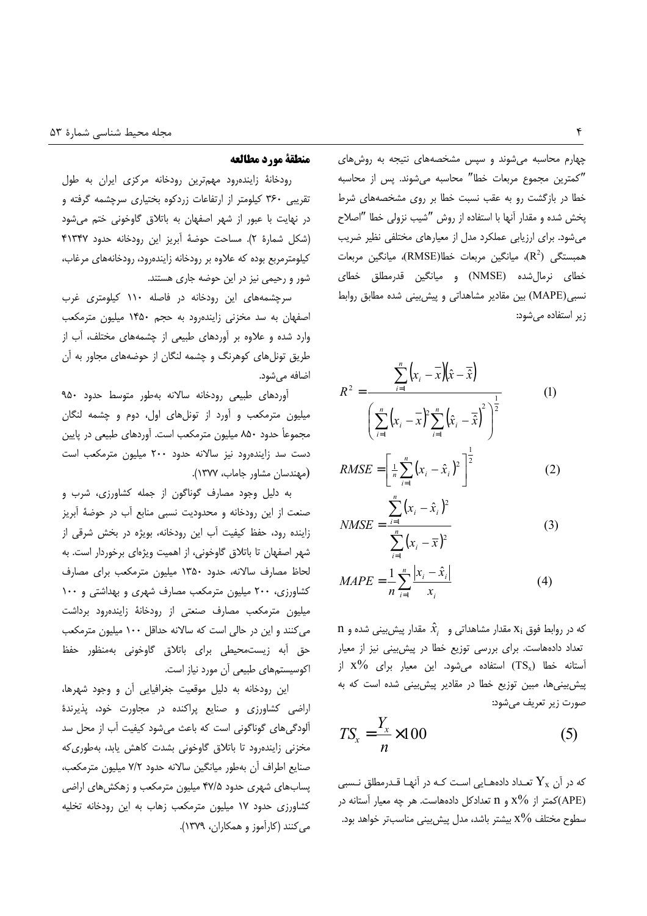چهارم محاسبه می‌شوند و سپس مشخصه‌های نتیجه به روش‌های "کمترین مجموع مربعات خطا" محاسبه می‌شوند. پس از محاسبه خطا در بازگشت رو به عقب نسبت خطا بر روی مشخصه‌های شرط پخش شده و مقدار آنها با استفاده از روش "شیب نزولی خطا" اصلاح می‌شود. برای ارزیابی عملکرد مدل از معیارهای مختلفی نظیر ضریب همبستگی ($R^2$)، میانگین مربعات خطا(RMSE)، میانگین مربعات خطای نرمال‌شده (NMSE) و میانگین قدرمطلق خطای نسبی(MAPE) بین مقادیر مشاهداتی و پیش‌بینی شده مطابق روابط زیر استفاده می‌شود:

$$R^2 = \frac{\sum_{i=1}^{n}\left(x_i - \bar{x}\right)\left(\hat{x} - \bar{\hat{x}}\right)}{\left(\sum_{i=1}^{n}\left(x_i - \bar{x}\right)^2 \sum_{i=1}^{n}\left(\hat{x}_i - \bar{\hat{x}}\right)^2\right)^{\frac{1}{2}}} \qquad (1)$$

$$RMSE = \left[\frac{1}{n}\sum_{i=1}^{n}\left(x_i - \hat{x}_i\right)^2\right]^{\frac{1}{2}} \qquad (2)$$

$$NMSE = \frac{\sum_{i=1}^{n}\left(x_i - \hat{x}_i\right)^2}{\sum_{i=1}^{n}\left(x_i - \bar{x}\right)^2} \qquad (3)$$

$$MAPE = \frac{1}{n}\sum_{i=1}^{n}\frac{\left|x_i - \hat{x}_i\right|}{x_i} \qquad (4)$$

که در روابط فوق $x_i$ مقدار مشاهداتی و $\hat{x}_i$ مقدار پیش‌بینی شده و n تعداد داده‌هاست. برای بررسی توزیع خطا در پیش‌بینی نیز از معیار آستانه خطا ($TS_x$) استفاده می‌شود. این معیار برای $x\%$ از پیش‌بینی‌ها، مبین توزیع خطا در مقادیر پیش‌بینی شده است که به صورت زیر تعریف می‌شود:

$$TS_x = \frac{Y_x}{n} \times 100 \qquad (5)$$

که در آن $Y_x$ تعداد داده‌هایی است که در آنها قدرمطلق نسبی (APE)کمتر از $x\%$ و n تعدادکل داده‌هاست. هر چه معیار آستانه در سطوح مختلف $x\%$ بیشتر باشد، مدل پیش‌بینی مناسب‌تر خواهد بود.

## منطقهٔ مورد مطالعه

رودخانهٔ زاینده‌رود مهم‌ترین رودخانه مرکزی ایران به طول تقریبی ۳۶۰ کیلومتر از ارتفاعات زردکوه بختیاری سرچشمه گرفته و در نهایت با عبور از شهر اصفهان به باتلاق گاوخونی ختم می‌شود (شکل شمارهٔ ۲). مساحت حوضهٔ آبریز این رودخانه حدود ۴۱۳۴۷ کیلومترمربع بوده که علاوه بر رودخانه زاینده‌رود، رودخانه‌های مرغاب، شور و رحیمی نیز در این حوضه جاری هستند.

سرچشمه‌های این رودخانه در فاصله ۱۱۰ کیلومتری غرب اصفهان به سد مخزنی زاینده‌رود به حجم ۱۴۵۰ میلیون مترمکعب وارد شده و علاوه بر آوردهای طبیعی از چشمه‌های مختلف، آب از طریق تونل‌های کوهرنگ و چشمه لنگان از حوضه‌های مجاور به آن اضافه می‌شود.

آوردهای طبیعی رودخانه سالانه به‌طور متوسط حدود ۹۵۰ میلیون مترمکعب و آورد از تونل‌های اول، دوم و چشمه لنگان مجموعاً حدود ۸۵۰ میلیون مترمکعب است. آوردهای طبیعی در پایین دست سد زاینده‌رود نیز سالانه حدود ۲۰۰ میلیون مترمکعب است (مهندسان مشاور جاماب، ۱۳۷۷).

به دلیل وجود مصارف گوناگون از جمله کشاورزی، شرب و صنعت از این رودخانه و محدودیت نسبی منابع آب در حوضهٔ آبریز زاینده رود، حفظ کیفیت آب این رودخانه، بویژه در بخش شرقی از شهر اصفهان تا باتلاق گاوخونی، از اهمیت ویژه‌ای برخوردار است. به لحاظ مصارف سالانه، حدود ۱۳۵۰ میلیون مترمکعب برای مصارف کشاورزی، ۲۰۰ میلیون مترمکعب مصارف شهری و بهداشتی و ۱۰۰ میلیون مترمکعب مصارف صنعتی از رودخانهٔ زاینده‌رود برداشت می‌کنند و این در حالی است که سالانه حداقل ۱۰۰ میلیون مترمکعب حق آبه زیست‌محیطی برای باتلاق گاوخونی به‌منظور حفظ اکوسیستم‌های طبیعی آن مورد نیاز است.

این رودخانه به دلیل موقعیت جغرافیایی آن و وجود شهرها، اراضی کشاورزی و صنایع پراکنده در مجاورت خود، پذیرندهٔ آلودگی‌های گوناگونی است که باعث می‌شود کیفیت آب از محل سد مخزنی زاینده‌رود تا باتلاق گاوخونی بشدت کاهش یابد، به‌طوری‌که صنایع اطراف آن به‌طور میانگین سالانه حدود ۷/۲ میلیون مترمکعب، پساب‌های شهری حدود ۴۷/۵ میلیون مترمکعب و زهکش‌های اراضی کشاورزی حدود ۱۷ میلیون مترمکعب زهاب به این رودخانه تخلیه می‌کنند (کارآموز و همکاران، ۱۳۷۹).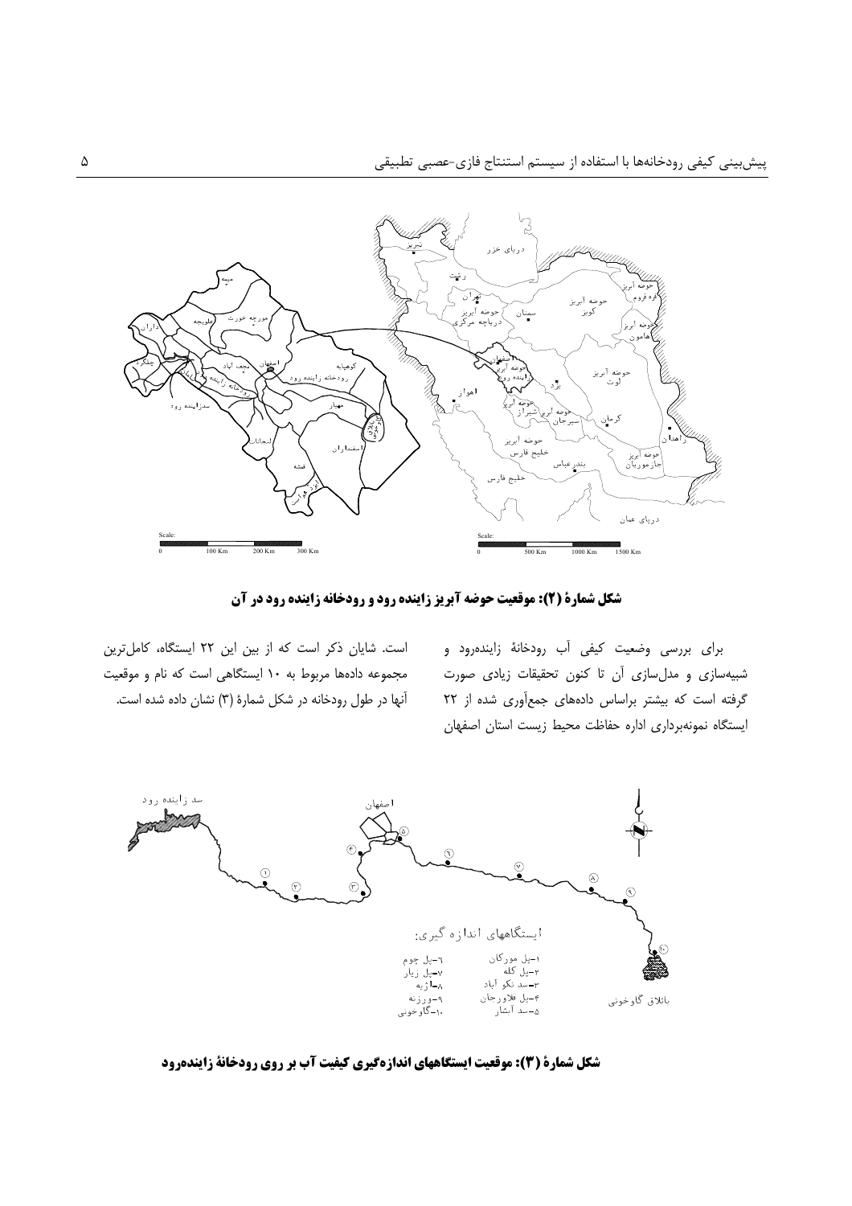**شکل شمارهٔ (۲): موقعیت حوضه آبریز زاینده رود و رودخانه زاینده رود در آن**

برای بررسی وضعیت کیفی آب رودخانهٔ زاینده‌رود و شبیه‌سازی و مدل‌سازی آن تا کنون تحقیقات زیادی صورت گرفته است که بیشتر براساس داده‌های جمع‌آوری شده از ۲۲ ایستگاه نمونه‌برداری اداره حفاظت محیط زیست استان اصفهان است. شایان ذکر است که از بین این ۲۲ ایستگاه، کامل‌ترین مجموعه داده‌ها مربوط به ۱۰ ایستگاهی است که نام و موقعیت آنها در طول رودخانه در شکل شمارهٔ (۳) نشان داده شده است.

**شکل شمارهٔ (۳): موقعیت ایستگاههای اندازه‌گیری کیفیت آب بر روی رودخانهٔ زاینده‌رود**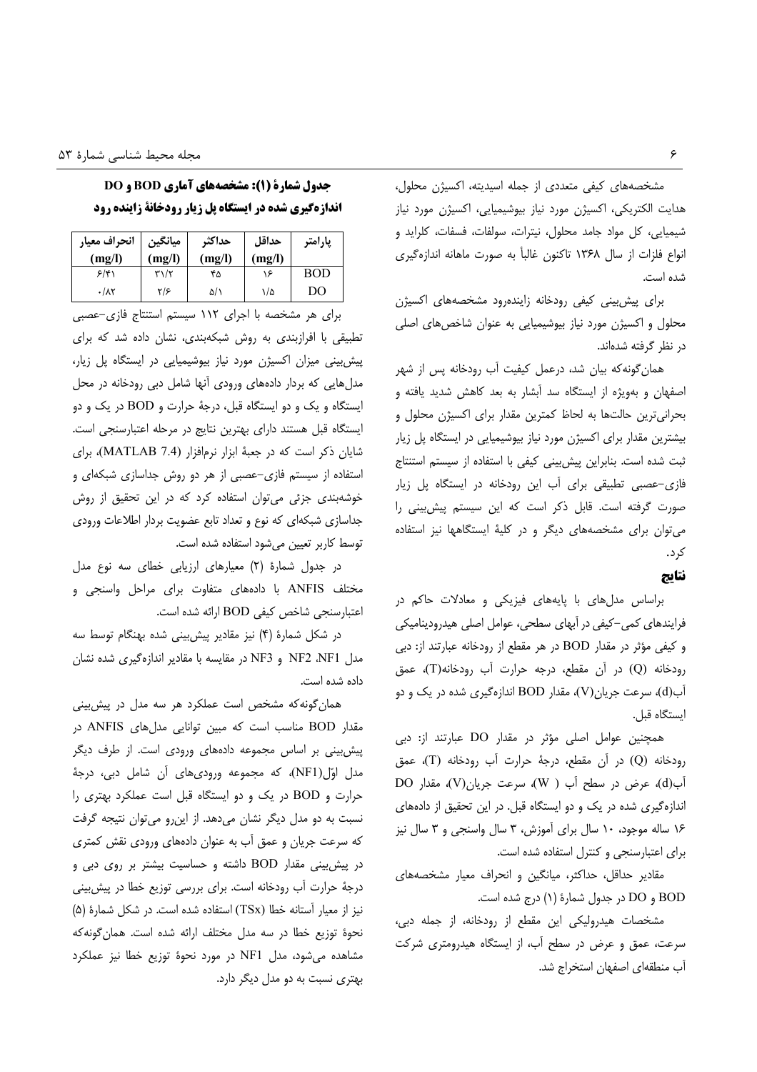مشخصه‌های کیفی متعددی از جمله اسیدیته، اکسیژن محلول، هدایت الکتریکی، اکسیژن مورد نیاز بیوشیمیایی، اکسیژن مورد نیاز شیمیایی، کل مواد جامد محلول، نیترات، سولفات، فسفات، کلراید و انواع فلزات از سال ۱۳۶۸ تاکنون غالباً به صورت ماهانه اندازه‌گیری شده است.

برای پیش‌بینی کیفی رودخانه زاینده‌رود مشخصه‌های اکسیژن محلول و اکسیژن مورد نیاز بیوشیمیایی به عنوان شاخص‌های اصلی در نظر گرفته شده‌اند.

همان‌گونه‌که بیان شد، درعمل کیفیت آب رودخانه پس از شهر اصفهان و به‌ویژه از ایستگاه سد آبشار به بعد کاهش شدید یافته و بحرانی‌ترین حالت‌ها به لحاظ کمترین مقدار برای اکسیژن محلول و بیشترین مقدار برای اکسیژن مورد نیاز بیوشیمیایی در ایستگاه پل زیار ثبت شده است. بنابراین پیش‌بینی کیفی با استفاده از سیستم استنتاج فازی-عصبی تطبیقی برای آب این رودخانه در ایستگاه پل زیار صورت گرفته است. قابل ذکر است که این سیستم پیش‌بینی را می‌توان برای مشخصه‌های دیگر و در کلیهٔ ایستگاهها نیز استفاده کرد.

## نتایج

براساس مدل‌های با پایه‌های فیزیکی و معادلات حاکم در فرایندهای کمی-کیفی در آبهای سطحی، عوامل اصلی هیدرودینامیکی و کیفی مؤثر در مقدار BOD در هر مقطع از رودخانه عبارتند از: دبی رودخانه (Q) در آن مقطع، درجه حرارت آب رودخانه(T)، عمق آب(d)، سرعت جریان(V)، مقدار BOD اندازه‌گیری شده در یک و دو ایستگاه قبل.

همچنین عوامل اصلی مؤثر در مقدار DO عبارتند از: دبی رودخانه (Q) در آن مقطع، درجهٔ حرارت آب رودخانه (T)، عمق آب(d)، عرض در سطح آب ( W)، سرعت جریان(V)، مقدار DO اندازه‌گیری شده در یک و دو ایستگاه قبل. در این تحقیق از داده‌های ۱۶ ساله موجود، ۱۰ سال برای آموزش، ۳ سال واسنجی و ۳ سال نیز برای اعتبارسنجی و کنترل استفاده شده است.

مقادیر حداقل، حداکثر، میانگین و انحراف معیار مشخصه‌های BOD و DO در جدول شمارهٔ (۱) درج شده است.

مشخصات هیدرولیکی این مقطع از رودخانه، از جمله دبی، سرعت، عمق و عرض در سطح آب، از ایستگاه هیدرومتری شرکت آب منطقه‌ای اصفهان استخراج شد.

**جدول شمارهٔ (۱): مشخصه‌های آماری BOD و DO اندازه‌گیری شده در ایستگاه پل زیار رودخانهٔ زاینده رود**

| پارامتر | حداقل (mg/l) | حداکثر (mg/l) | میانگین (mg/l) | انحراف معیار (mg/l) |
|---|---|---|---|---|
| BOD | ۱۶ | ۴۵ | ۳۱/۲ | ۶/۴۱ |
| DO | ۱/۵ | ۵/۱ | ۲/۶ | ۰/۸۲ |

برای هر مشخصه با اجرای ۱۱۲ سیستم استنتاج فازی-عصبی تطبیقی با افرازبندی به روش شبکه‌بندی، نشان داده شد که برای پیش‌بینی میزان اکسیژن مورد نیاز بیوشیمیایی در ایستگاه پل زیار، مدل‌هایی که بردار داده‌های ورودی آنها شامل دبی رودخانه در محل ایستگاه و یک و دو ایستگاه قبل، درجهٔ حرارت و BOD در یک و دو ایستگاه قبل هستند دارای بهترین نتایج در مرحله اعتبارسنجی است. شایان ذکر است که در جعبهٔ ابزار نرم‌افزار (MATLAB 7.4)، برای استفاده از سیستم فازی-عصبی از هر دو روش جداسازی شبکه‌ای و خوشه‌بندی جزئی می‌توان استفاده کرد که در این تحقیق از روش جداسازی شبکه‌ای که نوع و تعداد تابع عضویت بردار اطلاعات ورودی توسط کاربر تعیین می‌شود استفاده شده است.

در جدول شمارهٔ (۲) معیارهای ارزیابی خطای سه نوع مدل مختلف ANFIS با داده‌های متفاوت برای مراحل واسنجی و اعتبارسنجی شاخص کیفی BOD ارائه شده است.

در شکل شمارهٔ (۴) نیز مقادیر پیش‌بینی شده بهنگام توسط سه مدل NF1، NF2 و NF3 در مقایسه با مقادیر اندازه‌گیری شده نشان داده شده است.

همان‌گونه‌که مشخص است عملکرد هر سه مدل در پیش‌بینی مقدار BOD مناسب است که مبین توانایی مدل‌های ANFIS در پیش‌بینی بر اساس مجموعه داده‌های ورودی است. از طرف دیگر مدل اوّل(NF1)، که مجموعه ورودی‌های آن شامل دبی، درجهٔ حرارت و BOD در یک و دو ایستگاه قبل است عملکرد بهتری را نسبت به دو مدل دیگر نشان می‌دهد. از این‌رو می‌توان نتیجه گرفت که سرعت جریان و عمق آب به عنوان داده‌های ورودی نقش کمتری در پیش‌بینی مقدار BOD داشته و حساسیت بیشتر بر روی دبی و درجهٔ حرارت آب رودخانه است. برای بررسی توزیع خطا در پیش‌بینی نیز از معیار آستانه خطا (TSx) استفاده شده است. در شکل شمارهٔ (۵) نحوهٔ توزیع خطا در سه مدل مختلف ارائه شده است. همان‌گونه‌که مشاهده می‌شود، مدل NF1 در مورد نحوهٔ توزیع خطا نیز عملکرد بهتری نسبت به دو مدل دیگر دارد.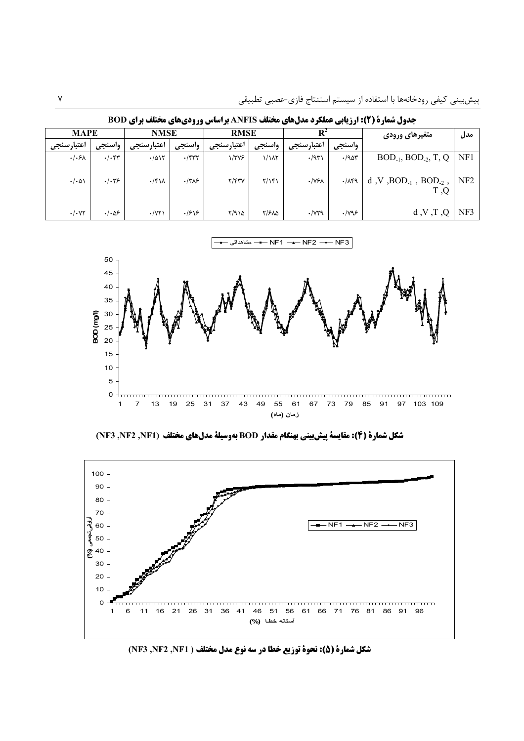**جدول شمارهٔ (۲): ارزیابی عملکرد مدل‌های مختلف ANFIS براساس ورودی‌های مختلف برای BOD**

| مدل | متغیرهای ورودی | $R^2$ | | RMSE | | NMSE | | MAPE | |
|---|---|---|---|---|---|---|---|---|---|
| | | واسنجی | اعتبارسنجی | واسنجی | اعتبارسنجی | واسنجی | اعتبارسنجی | واسنجی | اعتبارسنجی |
| NF1 | $BOD_{-1}$, $BOD_{-2}$, T, Q | ۰/۹۵۳ | ۰/۹۳۱ | ۱/۱۸۲ | ۱/۳۷۶ | ۰/۴۳۲ | ۰/۵۱۲ | ۰/۰۴۳ | ۰/۰۶۸ |
| NF2 | d ,V ,$BOD_{-1}$ , $BOD_{-2}$ , T ,Q | ۰/۸۴۹ | ۰/۷۶۸ | ۲/۱۴۱ | ۲/۴۳۷ | ۰/۳۸۶ | ۰/۴۱۸ | ۰/۰۳۶ | ۰/۰۵۱ |
| NF3 | d ,V ,T ,Q | ۰/۷۹۶ | ۰/۷۲۹ | ۲/۶۸۵ | ۲/۹۱۵ | ۰/۶۱۶ | ۰/۷۲۱ | ۰/۰۵۶ | ۰/۰۷۲ |

**شکل شمارهٔ (۴): مقایسهٔ پیش‌بینی بهنگام مقدار BOD به‌وسیلهٔ مدل‌های مختلف (NF1, NF2, NF3)**

**شکل شمارهٔ (۵): نحوهٔ توزیع خطا در سه نوع مدل مختلف (NF1, NF2, NF3)**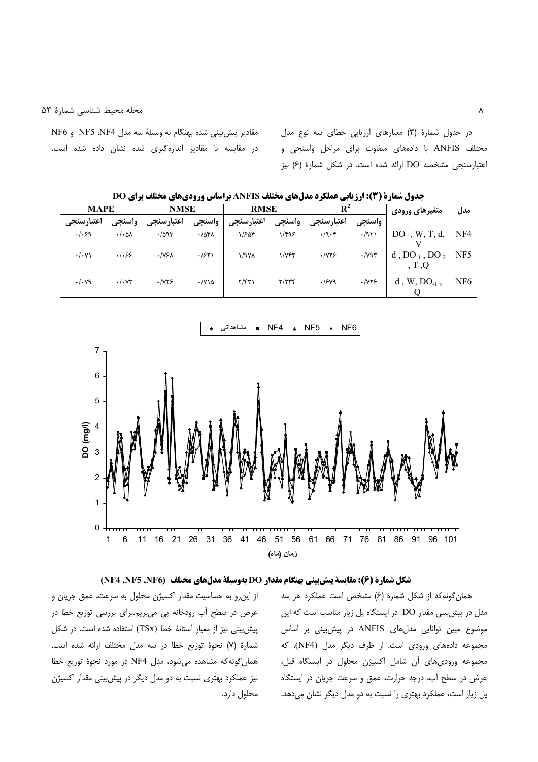در جدول شمارۀ (۳) معیارهای ارزیابی خطای سه نوع مدل مختلف ANFIS با داده‌های متفاوت برای مراحل واسنجی و اعتبارسنجی مشخصه DO ارائه شده است. در شکل شمارۀ (۶) نیز مقادیر پیش‌بینی شده بهنگام به وسیلۀ سه مدل NF4، NF5 و NF6 در مقایسه با مقادیر اندازه‌گیری شده نشان داده شده است.

**جدول شمارۀ (۳): ارزیابی عملکرد مدل‌های مختلف ANFIS براساس ورودی‌های مختلف برای DO**

| مدل | متغیرهای ورودی | $R^2$ | | RMSE | | NMSE | | MAPE | |
|---|---|---|---|---|---|---|---|---|---|
| | | واسنجی | اعتبارسنجی | واسنجی | اعتبارسنجی | واسنجی | اعتبارسنجی | واسنجی | اعتبارسنجی |
| NF4 | $DO_{-1}$, W, T, d, V | ۰/۹۲۱ | ۰/۹۰۴ | ۱/۴۹۶ | ۱/۶۵۴ | ۰/۵۴۸ | ۰/۵۹۳ | ۰/۰۵۸ | ۰/۰۶۹ |
| NF5 | d , $DO_{-1}$ , $DO_{-2}$ , T ,Q | ۰/۷۹۳ | ۰/۷۲۶ | ۱/۷۴۳ | ۱/۹۷۸ | ۰/۶۲۱ | ۰/۷۶۸ | ۰/۰۶۶ | ۰/۰۷۱ |
| NF6 | d , W, $DO_{-1}$ , Q | ۰/۷۲۶ | ۰/۶۷۹ | ۲/۲۳۴ | ۲/۴۳۱ | ۰/۷۱۵ | ۰/۷۲۶ | ۰/۰۷۳ | ۰/۰۷۹ |

**شکل شمارۀ (۶): مقایسۀ پیش‌بینی بهنگام مقدار DO به‌وسیلۀ مدل‌های مختلف (NF4 ,NF5 ,NF6)**

همان‌گونه‌که از شکل شمارۀ (۶) مشخص است عملکرد هر سه مدل در پیش‌بینی مقدار DO در ایستگاه پل زیار مناسب است که این موضوع مبین توانایی مدل‌های ANFIS در پیش‌بینی بر اساس مجموعه داده‌های ورودی است. از طرف دیگر مدل (NF4)، که مجموعه ورودی‌های آن شامل اکسیژن محلول در ایستگاه قبل، عرض در سطح آب، درجه حرارت، عمق و سرعت جریان در ایستگاه پل زیار است، عملکرد بهتری را نسبت به دو مدل دیگر نشان می‌دهد. از این‌رو به حساسیت مقدار اکسیژن محلول به سرعت، عمق جریان و عرض در سطح آب رودخانه پی می‌بریم.برای بررسی توزیع خطا در پیش‌بینی نیز از معیار آستانۀ خطا (TSx) استفاده شده است. در شکل شمارۀ (۷) نحوۀ توزیع خطا در سه مدل مختلف ارائه شده است. همان‌گونه‌که مشاهده می‌شود، مدل NF4 در مورد نحوۀ توزیع خطا نیز عملکرد بهتری نسبت به دو مدل دیگر در پیش‌بینی مقدار اکسیژن محلول دارد.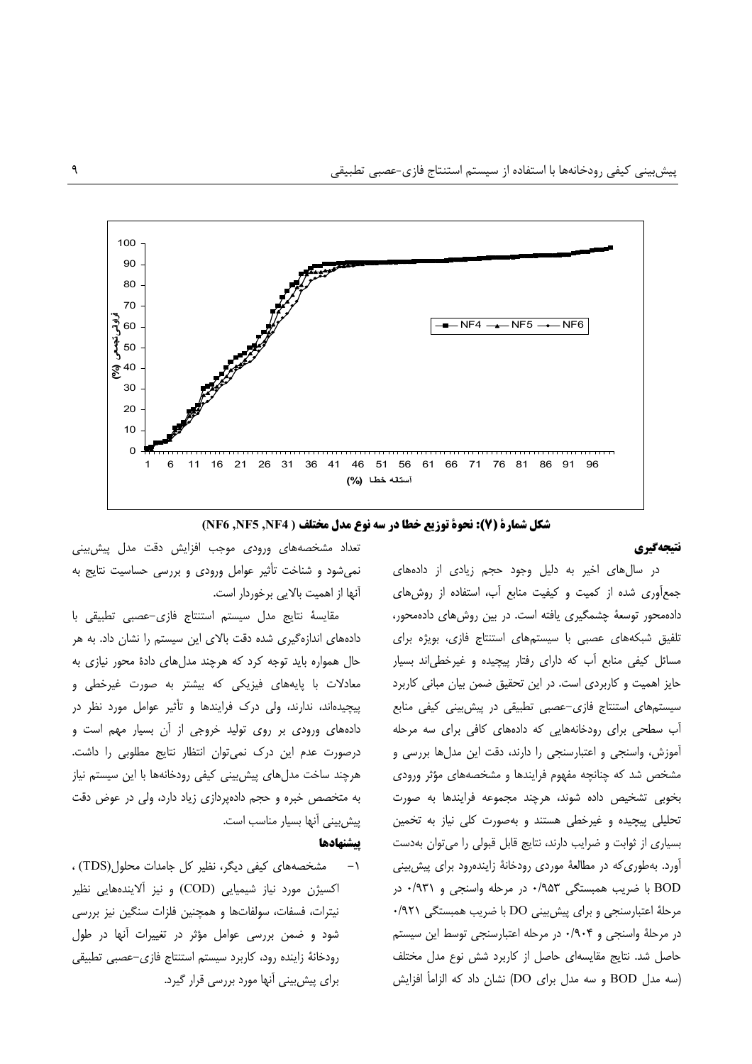**شکل شمارهٔ (۷): نحوهٔ توزیع خطا در سه نوع مدل مختلف ( NF4, NF5, NF6)**

## نتیجه‌گیری

در سال‌های اخیر به دلیل وجود حجم زیادی از داده‌های جمع‌آوری شده از کمیت و کیفیت منابع آب، استفاده از روش‌های داده‌محور توسعهٔ چشمگیری یافته است. در بین روش‌های داده‌محور، تلفیق شبکه‌های عصبی با سیستم‌های استنتاج فازی، بویژه برای مسائل کیفی منابع آب که دارای رفتار پیچیده و غیرخطی‌اند بسیار حایز اهمیت و کاربردی است. در این تحقیق ضمن بیان مبانی کاربرد سیستم‌های استنتاج فازی-عصبی تطبیقی در پیش‌بینی کیفی منابع آب سطحی برای رودخانه‌هایی که داده‌های کافی برای سه مرحله آموزش، واسنجی و اعتبارسنجی را دارند، دقت این مدل‌ها بررسی و مشخص شد که چنانچه مفهوم فرایندها و مشخصه‌های مؤثر ورودی بخوبی تشخیص داده شوند، هرچند مجموعه فرایندها به صورت تحلیلی پیچیده و غیرخطی هستند و به‌صورت کلی نیاز به تخمین بسیاری از ثوابت و ضرایب دارند، نتایج قابل قبولی را می‌توان به‌دست آورد. به‌طوری‌که در مطالعهٔ موردی رودخانهٔ زاینده‌رود برای پیش‌بینی BOD با ضریب همبستگی ۰/۹۵۳ در مرحله واسنجی و ۰/۹۳۱ در مرحلهٔ اعتبارسنجی و برای پیش‌بینی DO با ضریب همبستگی ۰/۹۲۱ در مرحلهٔ واسنجی و ۰/۹۰۴ در مرحله اعتبارسنجی توسط این سیستم حاصل شد. نتایج مقایسه‌ای حاصل از کاربرد شش نوع مدل مختلف (سه مدل BOD و سه مدل برای DO) نشان داد که الزاماً افزایش تعداد مشخصه‌های ورودی موجب افزایش دقت مدل پیش‌بینی نمی‌شود و شناخت تأثیر عوامل ورودی و بررسی حساسیت نتایج به آنها از اهمیت بالایی برخوردار است.

مقایسهٔ نتایج مدل سیستم استنتاج فازی-عصبی تطبیقی با داده‌های اندازه‌گیری شده دقت بالای این سیستم را نشان داد. به هر حال همواره باید توجه کرد که هرچند مدل‌های دادهٔ محور نیازی به معادلات با پایه‌های فیزیکی که بیشتر به صورت غیرخطی و پیچیده‌اند، ندارند، ولی درک فرایندها و تأثیر عوامل مورد نظر در داده‌های ورودی بر روی تولید خروجی از آن بسیار مهم است و درصورت عدم این درک نمی‌توان انتظار نتایج مطلوبی را داشت. هرچند ساخت مدل‌های پیش‌بینی کیفی رودخانه‌ها با این سیستم نیاز به متخصص خبره و حجم داده‌پردازی زیاد دارد، ولی در عوض دقت پیش‌بینی آنها بسیار مناسب است.

## پیشنهادها

۱- مشخصه‌های کیفی دیگر، نظیر کل جامدات محلول(TDS) ، اکسیژن مورد نیاز شیمیایی (COD) و نیز آلاینده‌هایی نظیر نیترات، فسفات، سولفات‌ها و همچنین فلزات سنگین نیز بررسی شود و ضمن بررسی عوامل مؤثر در تغییرات آنها در طول رودخانهٔ زاینده رود، کاربرد سیستم استنتاج فازی-عصبی تطبیقی برای پیش‌بینی آنها مورد بررسی قرار گیرد.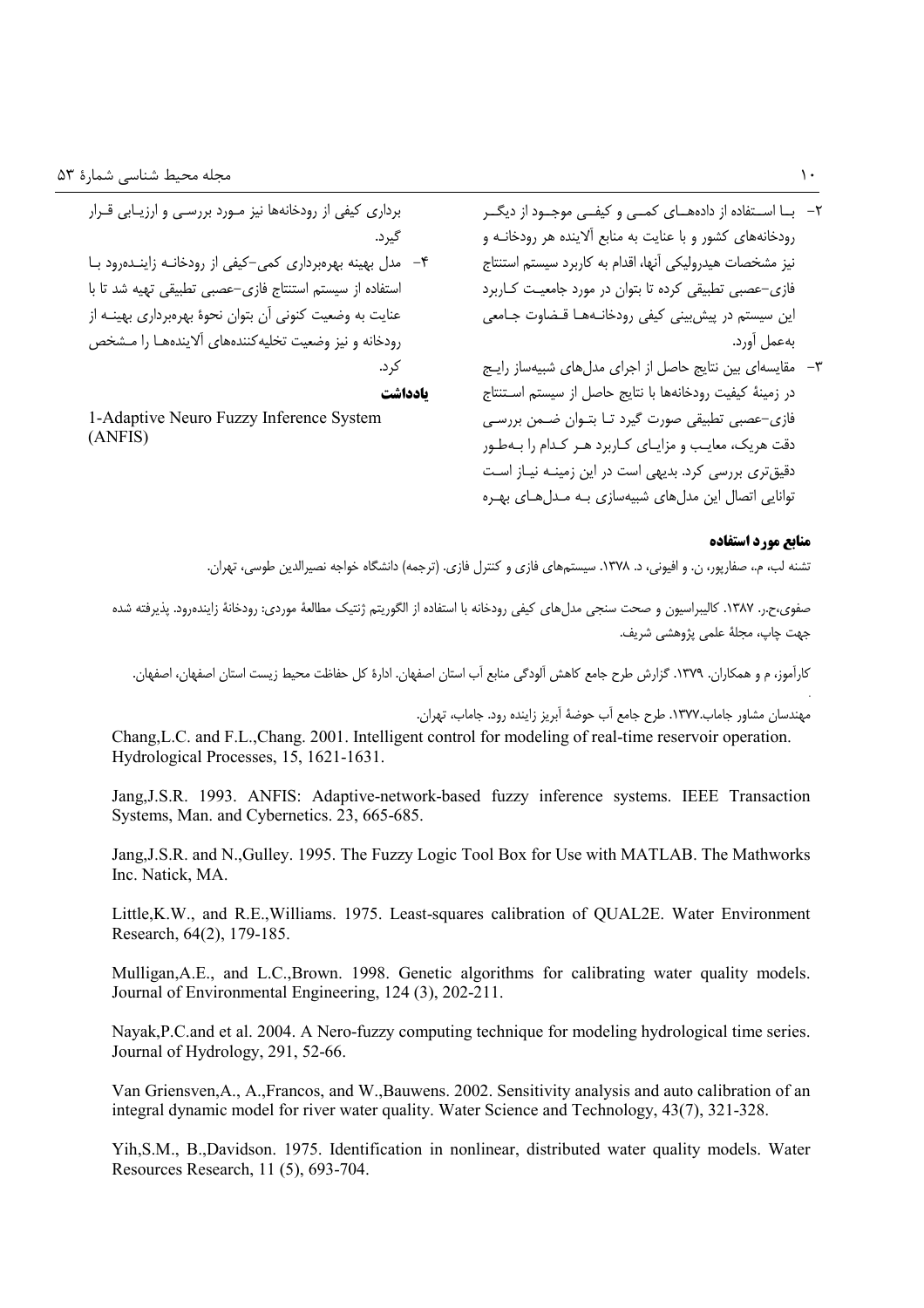۲- با استفاده از داده‌های کمی و کیفی موجود از دیگر رودخانه‌های کشور و با عنایت به منابع آلاینده هر رودخانه و نیز مشخصات هیدرولیکی آنها، اقدام به کاربرد سیستم استنتاج فازی-عصبی تطبیقی کرده تا بتوان در مورد جامعیت کاربرد این سیستم در پیش‌بینی کیفی رودخانه‌ها قضاوت جامعی به‌عمل آورد.

۳- مقایسه‌ای بین نتایج حاصل از اجرای مدل‌های شبیه‌ساز رایج در زمینهٔ کیفیت رودخانه‌ها با نتایج حاصل از سیستم استنتاج فازی-عصبی تطبیقی صورت گیرد تا بتوان ضمن بررسی دقت هریک، معایب و مزایای کاربرد هر کدام را به‌طور دقیق‌تری بررسی کرد. بدیهی است در این زمینه نیاز است توانایی اتصال این مدل‌های شبیه‌سازی به مدل‌های بهره‌برداری کیفی از رودخانه‌ها نیز مورد بررسی و ارزیابی قرار گیرد.

۴- مدل بهینه بهره‌برداری کمی-کیفی از رودخانه زاینده‌رود با استفاده از سیستم استنتاج فازی-عصبی تطبیقی تهیه شد تا با عنایت به وضعیت کنونی آن بتوان نحوهٔ بهره‌برداری بهینه از رودخانه و نیز وضعیت تخلیه‌کننده‌های آلاینده‌ها را مشخص کرد.

**یادداشت**

1-Adaptive Neuro Fuzzy Inference System (ANFIS)

**منابع مورد استفاده**

تشنه لب، م.، صفارپور، ن. و افیونی، د. ۱۳۷۸. سیستم‌های فازی و کنترل فازی. (ترجمه) دانشگاه خواجه نصیرالدین طوسی، تهران.

صفوی،ح.ر. ۱۳۸۷. کالیبراسیون و صحت سنجی مدل‌های کیفی رودخانه با استفاده از الگوریتم ژنتیک مطالعهٔ موردی: رودخانهٔ زاینده‌رود. پذیرفته شده جهت چاپ، مجلهٔ علمی پژوهشی شریف.

کارآموز، م و همکاران. ۱۳۷۹. گزارش طرح جامع کاهش آلودگی منابع آب استان اصفهان. ادارهٔ کل حفاظت محیط زیست استان اصفهان، اصفهان.

مهندسان مشاور جاماب.۱۳۷۷. طرح جامع آب حوضهٔ آبریز زاینده رود. جاماب، تهران.

Chang,L.C. and F.L.,Chang. 2001. Intelligent control for modeling of real-time reservoir operation. Hydrological Processes, 15, 1621-1631.

Jang,J.S.R. 1993. ANFIS: Adaptive-network-based fuzzy inference systems. IEEE Transaction Systems, Man. and Cybernetics. 23, 665-685.

Jang,J.S.R. and N.,Gulley. 1995. The Fuzzy Logic Tool Box for Use with MATLAB. The Mathworks Inc. Natick, MA.

Little,K.W., and R.E.,Williams. 1975. Least-squares calibration of QUAL2E. Water Environment Research, 64(2), 179-185.

Mulligan,A.E., and L.C.,Brown. 1998. Genetic algorithms for calibrating water quality models. Journal of Environmental Engineering, 124 (3), 202-211.

Nayak,P.C.and et al. 2004. A Nero-fuzzy computing technique for modeling hydrological time series. Journal of Hydrology, 291, 52-66.

Van Griensven,A., A.,Francos, and W.,Bauwens. 2002. Sensitivity analysis and auto calibration of an integral dynamic model for river water quality. Water Science and Technology, 43(7), 321-328.

Yih,S.M., B.,Davidson. 1975. Identification in nonlinear, distributed water quality models. Water Resources Research, 11 (5), 693-704.